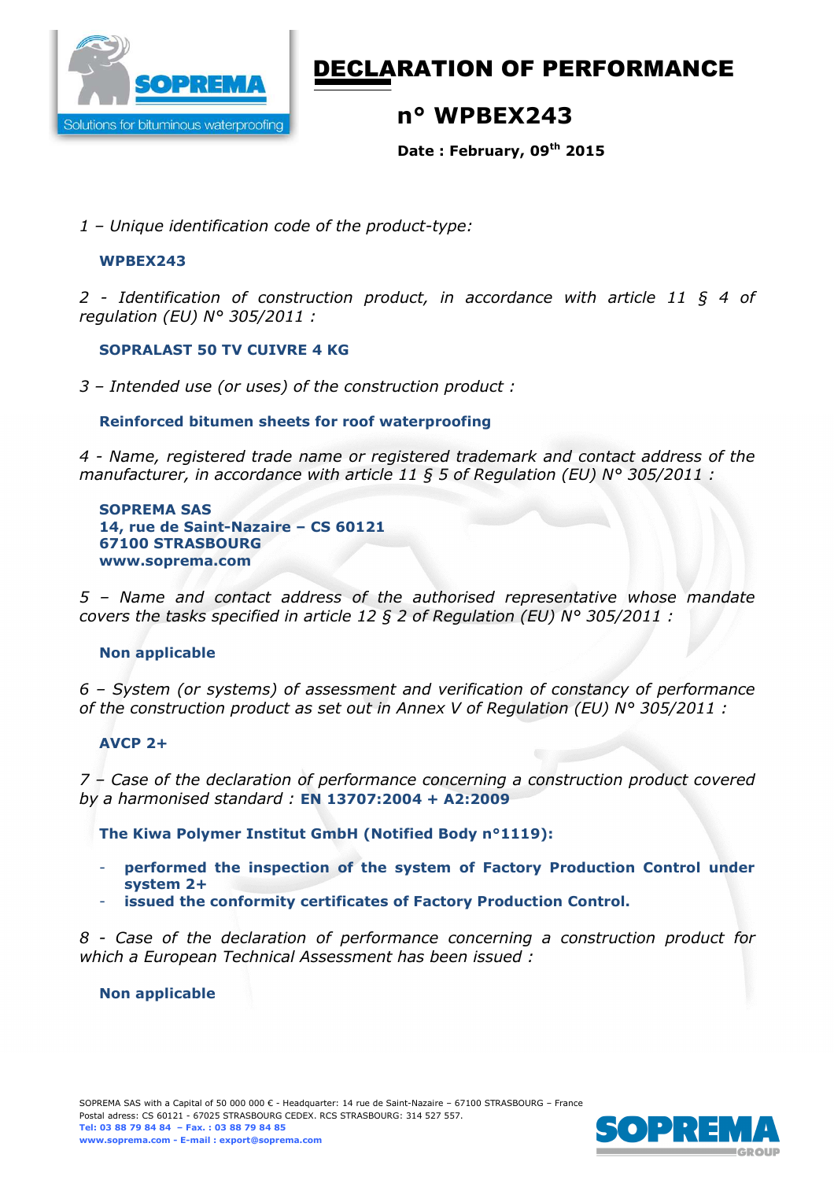# DECLARATION OF PERFORMANCE

## n° WPBEX243

**Date : February, 09th 2015**

*1 – Unique identification code of the product-type:*

**WPBEX243**

*2 - Identification of construction product, in accordance with article 11 § 4 of regulation (EU) N° 305/2011 :*

**SOPRALAST 50 TV CUIVRE 4 KG**

*3 – Intended use (or uses) of the construction product :*

**Reinforced bitumen sheets for roof waterproofing**

*4 - Name, registered trade name or registered trademark and contact address of the manufacturer, in accordance with article 11 § 5 of Regulation (EU) N° 305/2011 :*

**SOPREMA SAS**
**14, rue de Saint-Nazaire – CS 60121**
**67100 STRASBOURG**
**www.soprema.com**

*5 – Name and contact address of the authorised representative whose mandate covers the tasks specified in article 12 § 2 of Regulation (EU) N° 305/2011 :*

**Non applicable**

*6 – System (or systems) of assessment and verification of constancy of performance of the construction product as set out in Annex V of Regulation (EU) N° 305/2011 :*

**AVCP 2+**

*7 – Case of the declaration of performance concerning a construction product covered by a harmonised standard :* **EN 13707:2004 + A2:2009**

**The Kiwa Polymer Institut GmbH (Notified Body n°1119):**

- **performed the inspection of the system of Factory Production Control under system 2+**
- **issued the conformity certificates of Factory Production Control.**

*8 - Case of the declaration of performance concerning a construction product for which a European Technical Assessment has been issued :*

**Non applicable**

SOPREMA SAS with a Capital of 50 000 000 € - Headquarter: 14 rue de Saint-Nazaire – 67100 STRASBOURG – France
Postal adress: CS 60121 - 67025 STRASBOURG CEDEX. RCS STRASBOURG: 314 527 557.
**Tel: 03 88 79 84 84 – Fax. : 03 88 79 84 85**
**www.soprema.com - E-mail : export@soprema.com**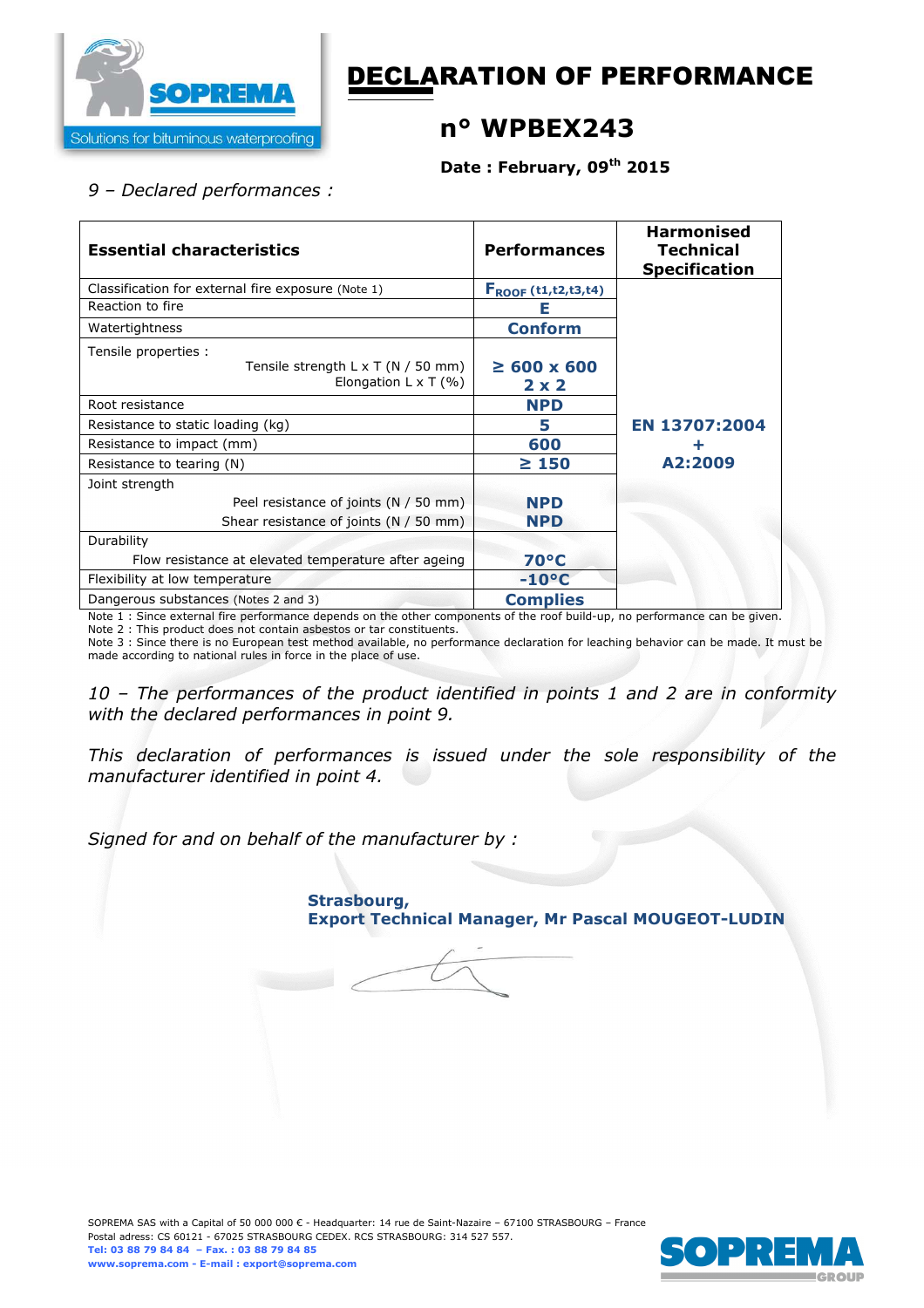# DECLARATION OF PERFORMANCE

## n° WPBEX243

**Date : February, 09th 2015**

*9 – Declared performances :*

| Essential characteristics | Performances | Harmonised Technical Specification |
|---|---|---|
| Classification for external fire exposure (Note 1) | $F_{ROOF}$ (t1,t2,t3,t4) | EN 13707:2004 + A2:2009 |
| Reaction to fire | E | |
| Watertightness | Conform | |
| Tensile properties : Tensile strength L x T (N / 50 mm) / Elongation L x T (%) | ≥ 600 x 600 / 2 x 2 | |
| Root resistance | NPD | |
| Resistance to static loading (kg) | 5 | |
| Resistance to impact (mm) | 600 | |
| Resistance to tearing (N) | ≥ 150 | |
| Joint strength: Peel resistance of joints (N / 50 mm) / Shear resistance of joints (N / 50 mm) | NPD / NPD | |
| Durability: Flow resistance at elevated temperature after ageing | 70°C | |
| Flexibility at low temperature | -10°C | |
| Dangerous substances (Notes 2 and 3) | Complies | |

Note 1 : Since external fire performance depends on the other components of the roof build-up, no performance can be given.
Note 2 : This product does not contain asbestos or tar constituents.
Note 3 : Since there is no European test method available, no performance declaration for leaching behavior can be made. It must be made according to national rules in force in the place of use.

*10 – The performances of the product identified in points 1 and 2 are in conformity with the declared performances in point 9.*

*This declaration of performances is issued under the sole responsibility of the manufacturer identified in point 4.*

*Signed for and on behalf of the manufacturer by :*

**Strasbourg,**
**Export Technical Manager, Mr Pascal MOUGEOT-LUDIN**

SOPREMA SAS with a Capital of 50 000 000 € - Headquarter: 14 rue de Saint-Nazaire – 67100 STRASBOURG – France
Postal adress: CS 60121 - 67025 STRASBOURG CEDEX. RCS STRASBOURG: 314 527 557.
**Tel: 03 88 79 84 84 – Fax. : 03 88 79 84 85**
**www.soprema.com - E-mail : export@soprema.com**